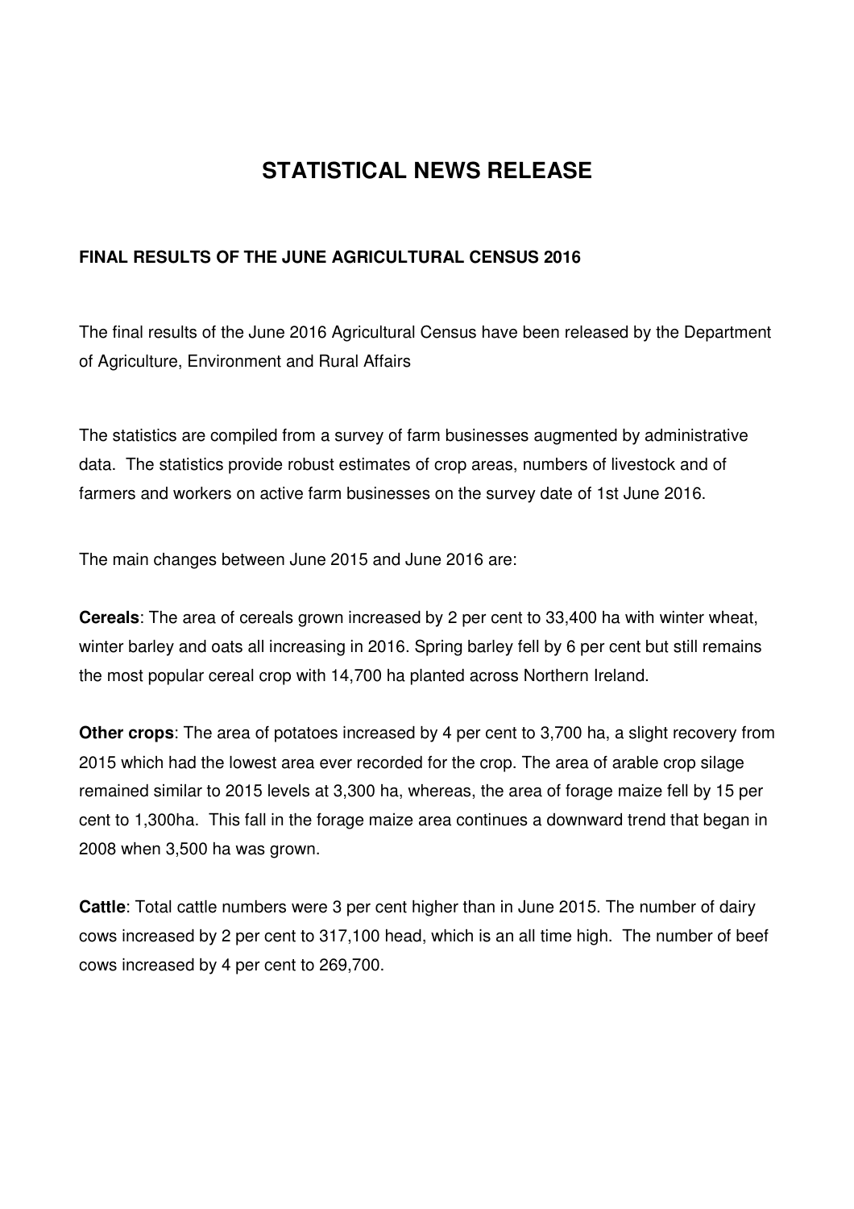# STATISTICAL NEWS RELEASE

### FINAL RESULTS OF THE JUNE AGRICULTURAL CENSUS 2016

The final results of the June 2016 Agricultural Census have been released by the Department of Agriculture, Environment and Rural Affairs

The statistics are compiled from a survey of farm businesses augmented by administrative data. The statistics provide robust estimates of crop areas, numbers of livestock and of farmers and workers on active farm businesses on the survey date of 1st June 2016.

The main changes between June 2015 and June 2016 are:

**Cereals**: The area of cereals grown increased by 2 per cent to 33,400 ha with winter wheat, winter barley and oats all increasing in 2016. Spring barley fell by 6 per cent but still remains the most popular cereal crop with 14,700 ha planted across Northern Ireland.

**Other crops**: The area of potatoes increased by 4 per cent to 3,700 ha, a slight recovery from 2015 which had the lowest area ever recorded for the crop. The area of arable crop silage remained similar to 2015 levels at 3,300 ha, whereas, the area of forage maize fell by 15 per cent to 1,300ha. This fall in the forage maize area continues a downward trend that began in 2008 when 3,500 ha was grown.

**Cattle**: Total cattle numbers were 3 per cent higher than in June 2015. The number of dairy cows increased by 2 per cent to 317,100 head, which is an all time high. The number of beef cows increased by 4 per cent to 269,700.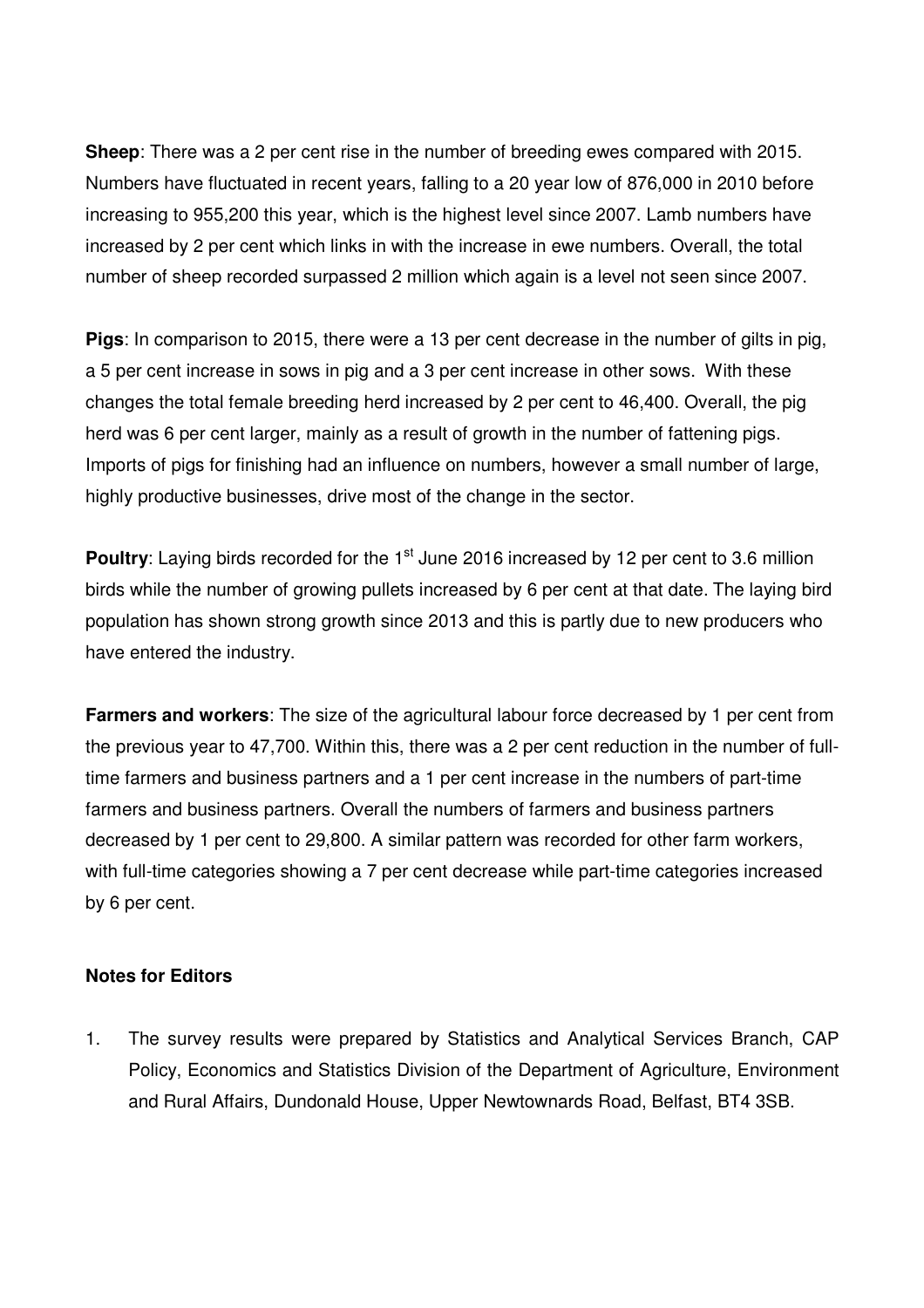**Sheep**: There was a 2 per cent rise in the number of breeding ewes compared with 2015. Numbers have fluctuated in recent years, falling to a 20 year low of 876,000 in 2010 before increasing to 955,200 this year, which is the highest level since 2007. Lamb numbers have increased by 2 per cent which links in with the increase in ewe numbers. Overall, the total number of sheep recorded surpassed 2 million which again is a level not seen since 2007.

**Pigs**: In comparison to 2015, there were a 13 per cent decrease in the number of gilts in pig, a 5 per cent increase in sows in pig and a 3 per cent increase in other sows. With these changes the total female breeding herd increased by 2 per cent to 46,400. Overall, the pig herd was 6 per cent larger, mainly as a result of growth in the number of fattening pigs. Imports of pigs for finishing had an influence on numbers, however a small number of large, highly productive businesses, drive most of the change in the sector.

**Poultry**: Laying birds recorded for the 1st June 2016 increased by 12 per cent to 3.6 million birds while the number of growing pullets increased by 6 per cent at that date. The laying bird population has shown strong growth since 2013 and this is partly due to new producers who have entered the industry.

**Farmers and workers**: The size of the agricultural labour force decreased by 1 per cent from the previous year to 47,700. Within this, there was a 2 per cent reduction in the number of full-time farmers and business partners and a 1 per cent increase in the numbers of part-time farmers and business partners. Overall the numbers of farmers and business partners decreased by 1 per cent to 29,800. A similar pattern was recorded for other farm workers, with full-time categories showing a 7 per cent decrease while part-time categories increased by 6 per cent.

**Notes for Editors**

1. The survey results were prepared by Statistics and Analytical Services Branch, CAP Policy, Economics and Statistics Division of the Department of Agriculture, Environment and Rural Affairs, Dundonald House, Upper Newtownards Road, Belfast, BT4 3SB.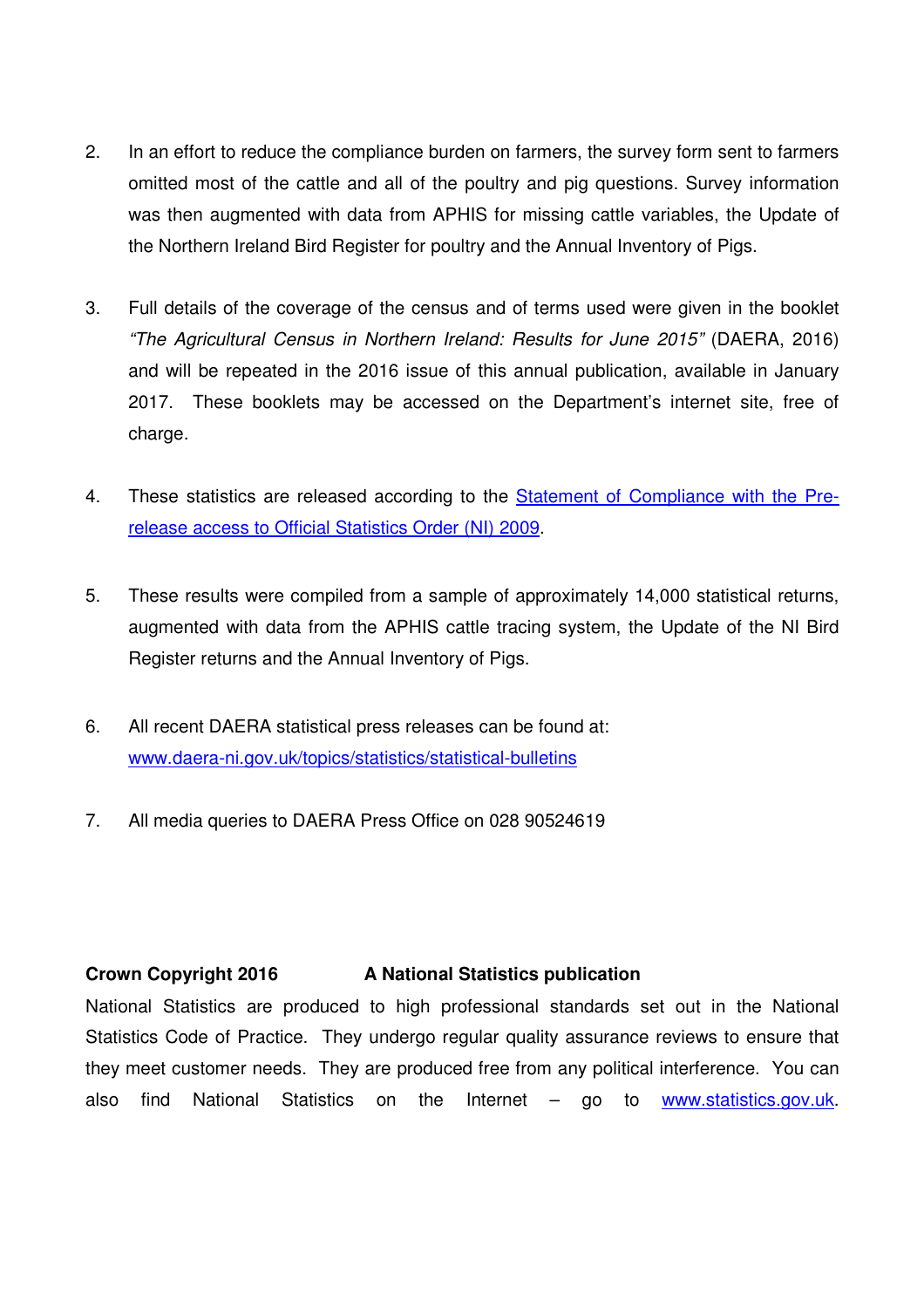2. In an effort to reduce the compliance burden on farmers, the survey form sent to farmers omitted most of the cattle and all of the poultry and pig questions. Survey information was then augmented with data from APHIS for missing cattle variables, the Update of the Northern Ireland Bird Register for poultry and the Annual Inventory of Pigs.

3. Full details of the coverage of the census and of terms used were given in the booklet *"The Agricultural Census in Northern Ireland: Results for June 2015"* (DAERA, 2016) and will be repeated in the 2016 issue of this annual publication, available in January 2017. These booklets may be accessed on the Department's internet site, free of charge.

4. These statistics are released according to the [Statement of Compliance with the Pre-release access to Official Statistics Order (NI) 2009](Statement of Compliance with the Pre-release access to Official Statistics Order (NI) 2009).

5. These results were compiled from a sample of approximately 14,000 statistical returns, augmented with data from the APHIS cattle tracing system, the Update of the NI Bird Register returns and the Annual Inventory of Pigs.

6. All recent DAERA statistical press releases can be found at: [www.daera-ni.gov.uk/topics/statistics/statistical-bulletins](www.daera-ni.gov.uk/topics/statistics/statistical-bulletins)

7. All media queries to DAERA Press Office on 028 90524619

**Crown Copyright 2016** **A National Statistics publication**

National Statistics are produced to high professional standards set out in the National Statistics Code of Practice. They undergo regular quality assurance reviews to ensure that they meet customer needs. They are produced free from any political interference. You can also find National Statistics on the Internet – go to [www.statistics.gov.uk](www.statistics.gov.uk).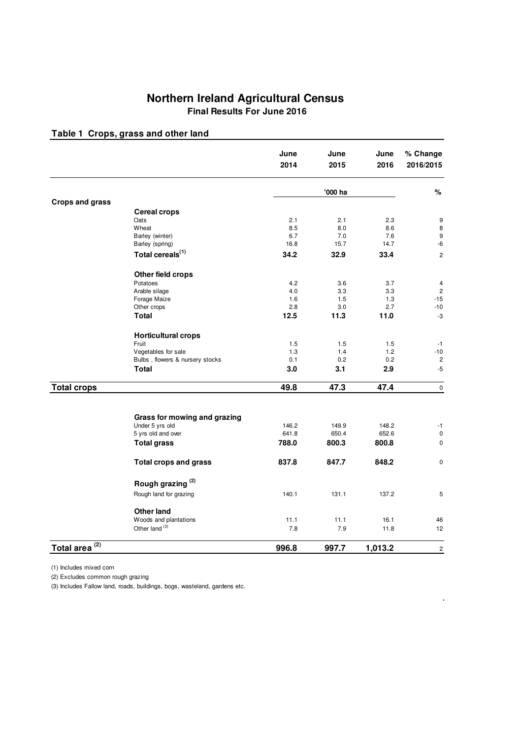# Northern Ireland Agricultural Census

## Final Results For June 2016

### Table 1 Crops, grass and other land

| | | June 2014 | June 2015 | June 2016 | % Change 2016/2015 |
|---|---|---|---|---|---|
| | | '000 ha | | | % |
| **Crops and grass** | | | | | |
| | **Cereal crops** | | | | |
| | Oats | 2.1 | 2.1 | 2.3 | 9 |
| | Wheat | 8.5 | 8.0 | 8.6 | 8 |
| | Barley (winter) | 6.7 | 7.0 | 7.6 | 9 |
| | Barley (spring) | 16.8 | 15.7 | 14.7 | -6 |
| | **Total cereals[(1)]** | **34.2** | **32.9** | **33.4** | 2 |
| | **Other field crops** | | | | |
| | Potatoes | 4.2 | 3.6 | 3.7 | 4 |
| | Arable silage | 4.0 | 3.3 | 3.3 | 2 |
| | Forage Maize | 1.6 | 1.5 | 1.3 | -15 |
| | Other crops | 2.8 | 3.0 | 2.7 | -10 |
| | **Total** | **12.5** | **11.3** | **11.0** | -3 |
| | **Horticultural crops** | | | | |
| | Fruit | 1.5 | 1.5 | 1.5 | -1 |
| | Vegetables for sale | 1.3 | 1.4 | 1.2 | -10 |
| | Bulbs , flowers & nursery stocks | 0.1 | 0.2 | 0.2 | 2 |
| | **Total** | **3.0** | **3.1** | **2.9** | -5 |
| **Total crops** | | **49.8** | **47.3** | **47.4** | 0 |
| | **Grass for mowing and grazing** | | | | |
| | Under 5 yrs old | 146.2 | 149.9 | 148.2 | -1 |
| | 5 yrs old and over | 641.8 | 650.4 | 652.6 | 0 |
| | **Total grass** | **788.0** | **800.3** | **800.8** | 0 |
| | **Total crops and grass** | **837.8** | **847.7** | **848.2** | 0 |
| | **Rough grazing [(2)]** | | | | |
| | Rough land for grazing | 140.1 | 131.1 | 137.2 | 5 |
| | **Other land** | | | | |
| | Woods and plantations | 11.1 | 11.1 | 16.1 | 46 |
| | Other land [(3)] | 7.8 | 7.9 | 11.8 | 12 |
| **Total area [(2)]** | | **996.8** | **997.7** | **1,013.2** | 2 |

(1) Includes mixed corn

(2) Excludes common rough grazing

(3) Includes Fallow land, roads, buildings, bogs, wasteland, gardens etc.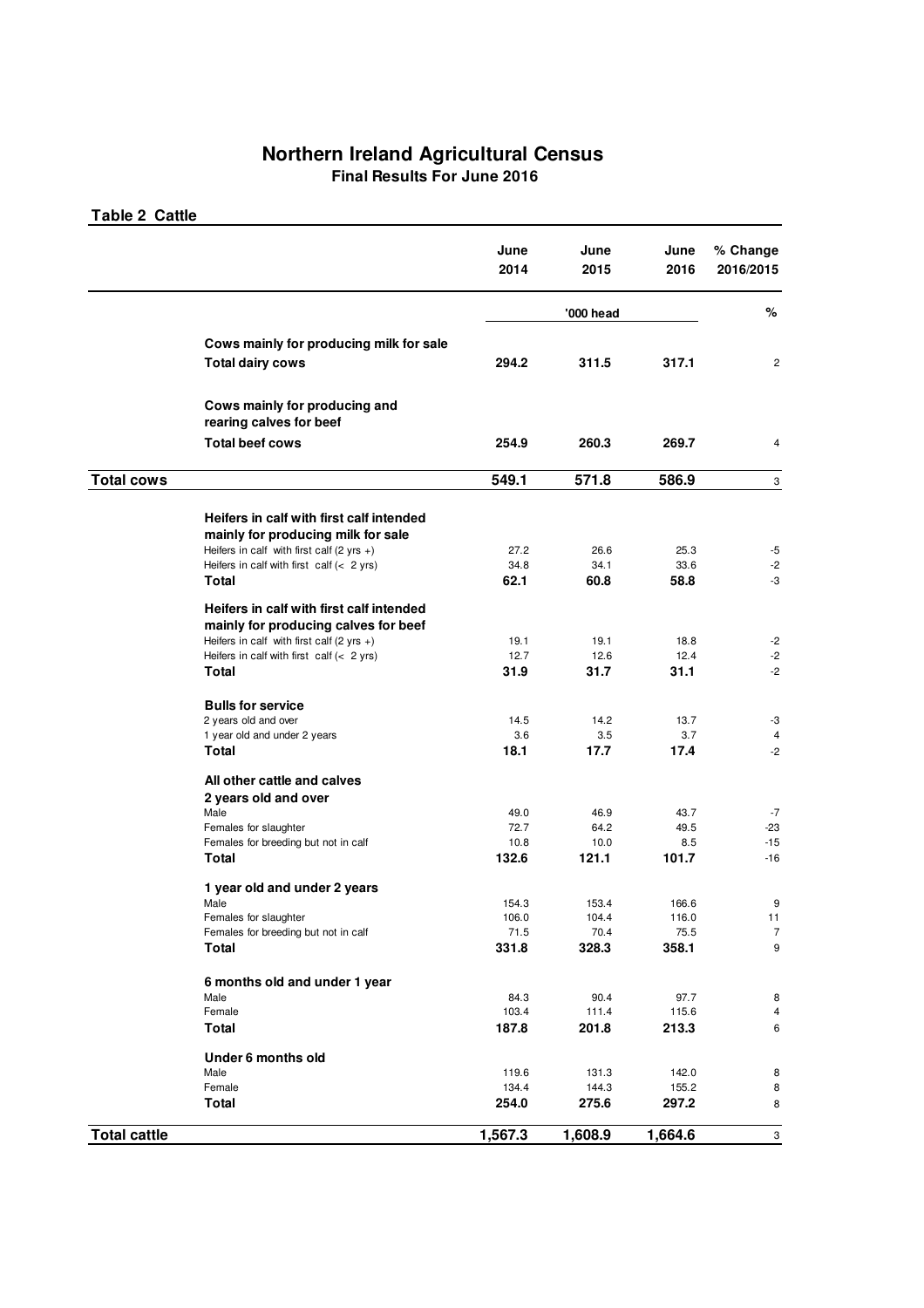# Northern Ireland Agricultural Census

## Final Results For June 2016

**Table 2 Cattle**

| | | June 2014 | June 2015 | June 2016 | % Change 2016/2015 |
|---|---|---|---|---|---|
| | | '000 head | | | % |
| | **Cows mainly for producing milk for sale** | | | | |
| | **Total dairy cows** | **294.2** | **311.5** | **317.1** | 2 |
| | **Cows mainly for producing and rearing calves for beef** | | | | |
| | **Total beef cows** | **254.9** | **260.3** | **269.7** | 4 |
| **Total cows** | | **549.1** | **571.8** | **586.9** | 3 |
| | **Heifers in calf with first calf intended mainly for producing milk for sale** | | | | |
| | Heifers in calf with first calf (2 yrs +) | 27.2 | 26.6 | 25.3 | -5 |
| | Heifers in calf with first calf (< 2 yrs) | 34.8 | 34.1 | 33.6 | -2 |
| | **Total** | **62.1** | **60.8** | **58.8** | -3 |
| | **Heifers in calf with first calf intended mainly for producing calves for beef** | | | | |
| | Heifers in calf with first calf (2 yrs +) | 19.1 | 19.1 | 18.8 | -2 |
| | Heifers in calf with first calf (< 2 yrs) | 12.7 | 12.6 | 12.4 | -2 |
| | **Total** | **31.9** | **31.7** | **31.1** | -2 |
| | **Bulls for service** | | | | |
| | 2 years old and over | 14.5 | 14.2 | 13.7 | -3 |
| | 1 year old and under 2 years | 3.6 | 3.5 | 3.7 | 4 |
| | **Total** | **18.1** | **17.7** | **17.4** | -2 |
| | **All other cattle and calves** | | | | |
| | **2 years old and over** | | | | |
| | Male | 49.0 | 46.9 | 43.7 | -7 |
| | Females for slaughter | 72.7 | 64.2 | 49.5 | -23 |
| | Females for breeding but not in calf | 10.8 | 10.0 | 8.5 | -15 |
| | **Total** | **132.6** | **121.1** | **101.7** | -16 |
| | **1 year old and under 2 years** | | | | |
| | Male | 154.3 | 153.4 | 166.6 | 9 |
| | Females for slaughter | 106.0 | 104.4 | 116.0 | 11 |
| | Females for breeding but not in calf | 71.5 | 70.4 | 75.5 | 7 |
| | **Total** | **331.8** | **328.3** | **358.1** | 9 |
| | **6 months old and under 1 year** | | | | |
| | Male | 84.3 | 90.4 | 97.7 | 8 |
| | Female | 103.4 | 111.4 | 115.6 | 4 |
| | **Total** | **187.8** | **201.8** | **213.3** | 6 |
| | **Under 6 months old** | | | | |
| | Male | 119.6 | 131.3 | 142.0 | 8 |
| | Female | 134.4 | 144.3 | 155.2 | 8 |
| | **Total** | **254.0** | **275.6** | **297.2** | 8 |
| **Total cattle** | | **1,567.3** | **1,608.9** | **1,664.6** | 3 |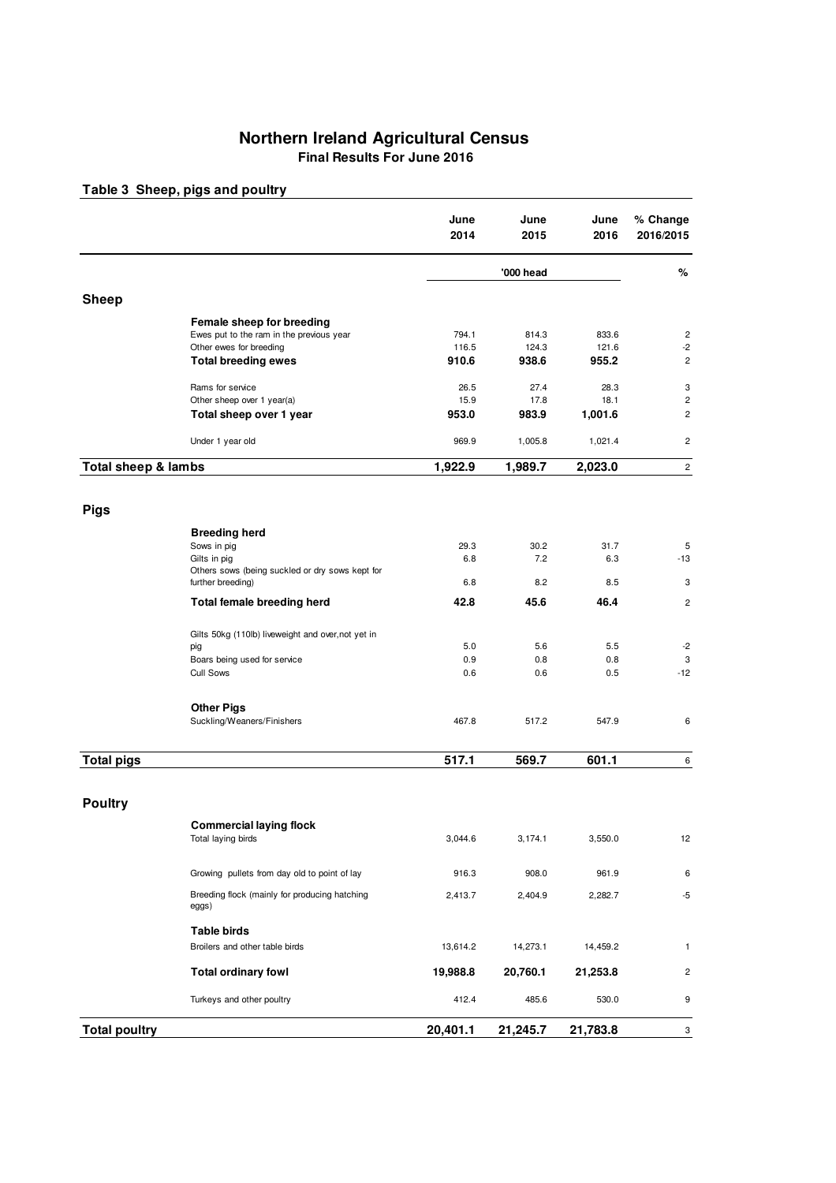# Northern Ireland Agricultural Census

**Final Results For June 2016**

## Table 3 Sheep, pigs and poultry

| | | June 2014 | June 2015 | June 2016 | % Change 2016/2015 |
|---|---|---|---|---|---|
| | | '000 head | | | % |
| **Sheep** | | | | | |
| | **Female sheep for breeding** | | | | |
| | Ewes put to the ram in the previous year | 794.1 | 814.3 | 833.6 | 2 |
| | Other ewes for breeding | 116.5 | 124.3 | 121.6 | -2 |
| | **Total breeding ewes** | **910.6** | **938.6** | **955.2** | 2 |
| | Rams for service | 26.5 | 27.4 | 28.3 | 3 |
| | Other sheep over 1 year(a) | 15.9 | 17.8 | 18.1 | 2 |
| | **Total sheep over 1 year** | **953.0** | **983.9** | **1,001.6** | 2 |
| | Under 1 year old | 969.9 | 1,005.8 | 1,021.4 | 2 |
| **Total sheep & lambs** | | **1,922.9** | **1,989.7** | **2,023.0** | 2 |
| **Pigs** | | | | | |
| | **Breeding herd** | | | | |
| | Sows in pig | 29.3 | 30.2 | 31.7 | 5 |
| | Gilts in pig | 6.8 | 7.2 | 6.3 | -13 |
| | Others sows (being suckled or dry sows kept for further breeding) | 6.8 | 8.2 | 8.5 | 3 |
| | **Total female breeding herd** | **42.8** | **45.6** | **46.4** | 2 |
| | Gilts 50kg (110lb) liveweight and over,not yet in pig | 5.0 | 5.6 | 5.5 | -2 |
| | Boars being used for service | 0.9 | 0.8 | 0.8 | 3 |
| | Cull Sows | 0.6 | 0.6 | 0.5 | -12 |
| | **Other Pigs** | | | | |
| | Suckling/Weaners/Finishers | 467.8 | 517.2 | 547.9 | 6 |
| **Total pigs** | | **517.1** | **569.7** | **601.1** | 6 |
| **Poultry** | | | | | |
| | **Commercial laying flock** | | | | |
| | Total laying birds | 3,044.6 | 3,174.1 | 3,550.0 | 12 |
| | Growing pullets from day old to point of lay | 916.3 | 908.0 | 961.9 | 6 |
| | Breeding flock (mainly for producing hatching eggs) | 2,413.7 | 2,404.9 | 2,282.7 | -5 |
| | **Table birds** | | | | |
| | Broilers and other table birds | 13,614.2 | 14,273.1 | 14,459.2 | 1 |
| | **Total ordinary fowl** | **19,988.8** | **20,760.1** | **21,253.8** | 2 |
| | Turkeys and other poultry | 412.4 | 485.6 | 530.0 | 9 |
| **Total poultry** | | **20,401.1** | **21,245.7** | **21,783.8** | 3 |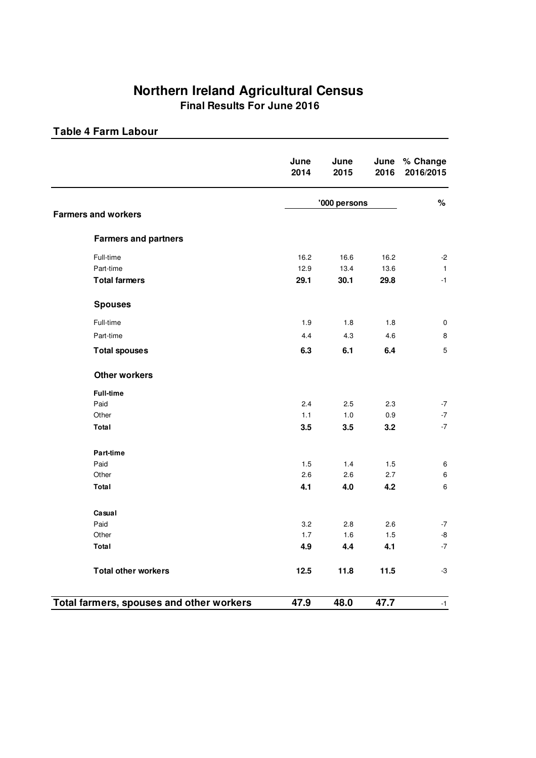# Northern Ireland Agricultural Census

## Final Results For June 2016

### Table 4 Farm Labour

| | June 2014 | June 2015 | June 2016 | % Change 2016/2015 |
|---|---|---|---|---|
| | '000 persons | | | % |
| **Farmers and workers** | | | | |
| **Farmers and partners** | | | | |
| Full-time | 16.2 | 16.6 | 16.2 | -2 |
| Part-time | 12.9 | 13.4 | 13.6 | 1 |
| **Total farmers** | **29.1** | **30.1** | **29.8** | -1 |
| **Spouses** | | | | |
| Full-time | 1.9 | 1.8 | 1.8 | 0 |
| Part-time | 4.4 | 4.3 | 4.6 | 8 |
| **Total spouses** | **6.3** | **6.1** | **6.4** | 5 |
| **Other workers** | | | | |
| **Full-time** | | | | |
| Paid | 2.4 | 2.5 | 2.3 | -7 |
| Other | 1.1 | 1.0 | 0.9 | -7 |
| **Total** | **3.5** | **3.5** | **3.2** | -7 |
| **Part-time** | | | | |
| Paid | 1.5 | 1.4 | 1.5 | 6 |
| Other | 2.6 | 2.6 | 2.7 | 6 |
| **Total** | **4.1** | **4.0** | **4.2** | 6 |
| **Casual** | | | | |
| Paid | 3.2 | 2.8 | 2.6 | -7 |
| Other | 1.7 | 1.6 | 1.5 | -8 |
| **Total** | **4.9** | **4.4** | **4.1** | -7 |
| **Total other workers** | **12.5** | **11.8** | **11.5** | -3 |
| **Total farmers, spouses and other workers** | **47.9** | **48.0** | **47.7** | -1 |